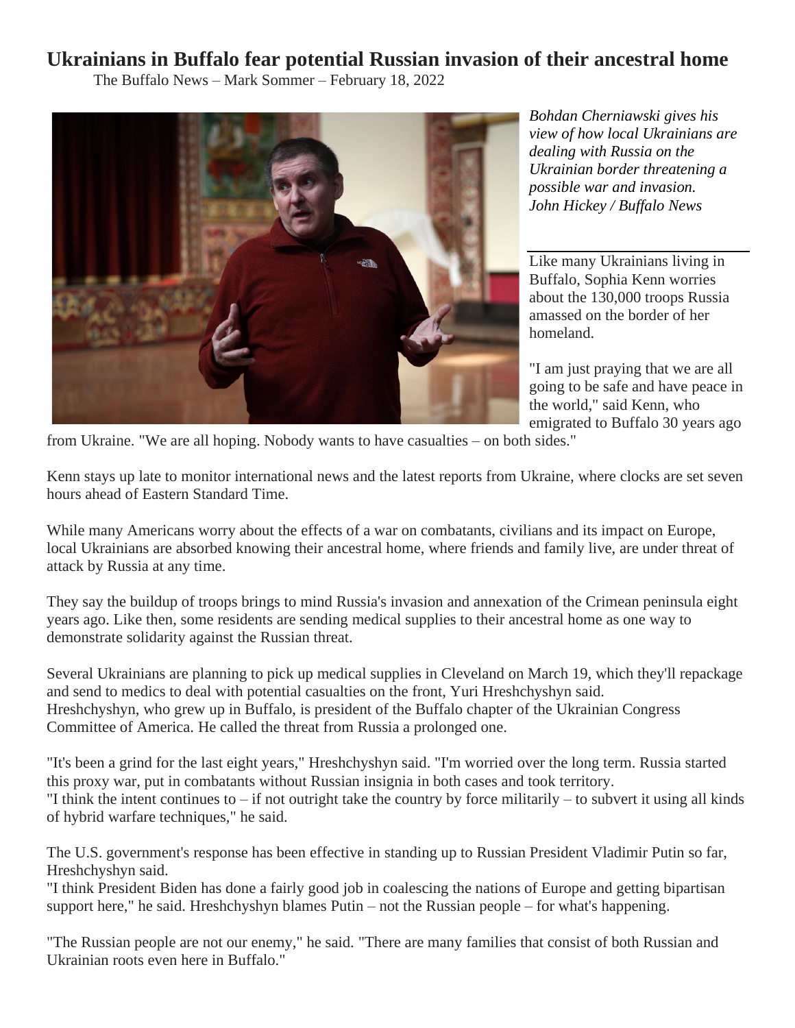# Ukrainians in Buffalo fear potential Russian invasion of their ancestral home

The Buffalo News – Mark Sommer – February 18, 2022

*Bohdan Cherniawski gives his view of how local Ukrainians are dealing with Russia on the Ukrainian border threatening a possible war and invasion. John Hickey / Buffalo News*

Like many Ukrainians living in Buffalo, Sophia Kenn worries about the 130,000 troops Russia amassed on the border of her homeland.

"I am just praying that we are all going to be safe and have peace in the world," said Kenn, who emigrated to Buffalo 30 years ago from Ukraine. "We are all hoping. Nobody wants to have casualties – on both sides."

Kenn stays up late to monitor international news and the latest reports from Ukraine, where clocks are set seven hours ahead of Eastern Standard Time.

While many Americans worry about the effects of a war on combatants, civilians and its impact on Europe, local Ukrainians are absorbed knowing their ancestral home, where friends and family live, are under threat of attack by Russia at any time.

They say the buildup of troops brings to mind Russia's invasion and annexation of the Crimean peninsula eight years ago. Like then, some residents are sending medical supplies to their ancestral home as one way to demonstrate solidarity against the Russian threat.

Several Ukrainians are planning to pick up medical supplies in Cleveland on March 19, which they'll repackage and send to medics to deal with potential casualties on the front, Yuri Hreshchyshyn said.
Hreshchyshyn, who grew up in Buffalo, is president of the Buffalo chapter of the Ukrainian Congress Committee of America. He called the threat from Russia a prolonged one.

"It's been a grind for the last eight years," Hreshchyshyn said. "I'm worried over the long term. Russia started this proxy war, put in combatants without Russian insignia in both cases and took territory.
"I think the intent continues to – if not outright take the country by force militarily – to subvert it using all kinds of hybrid warfare techniques," he said.

The U.S. government's response has been effective in standing up to Russian President Vladimir Putin so far, Hreshchyshyn said.
"I think President Biden has done a fairly good job in coalescing the nations of Europe and getting bipartisan support here," he said. Hreshchyshyn blames Putin – not the Russian people – for what's happening.

"The Russian people are not our enemy," he said. "There are many families that consist of both Russian and Ukrainian roots even here in Buffalo."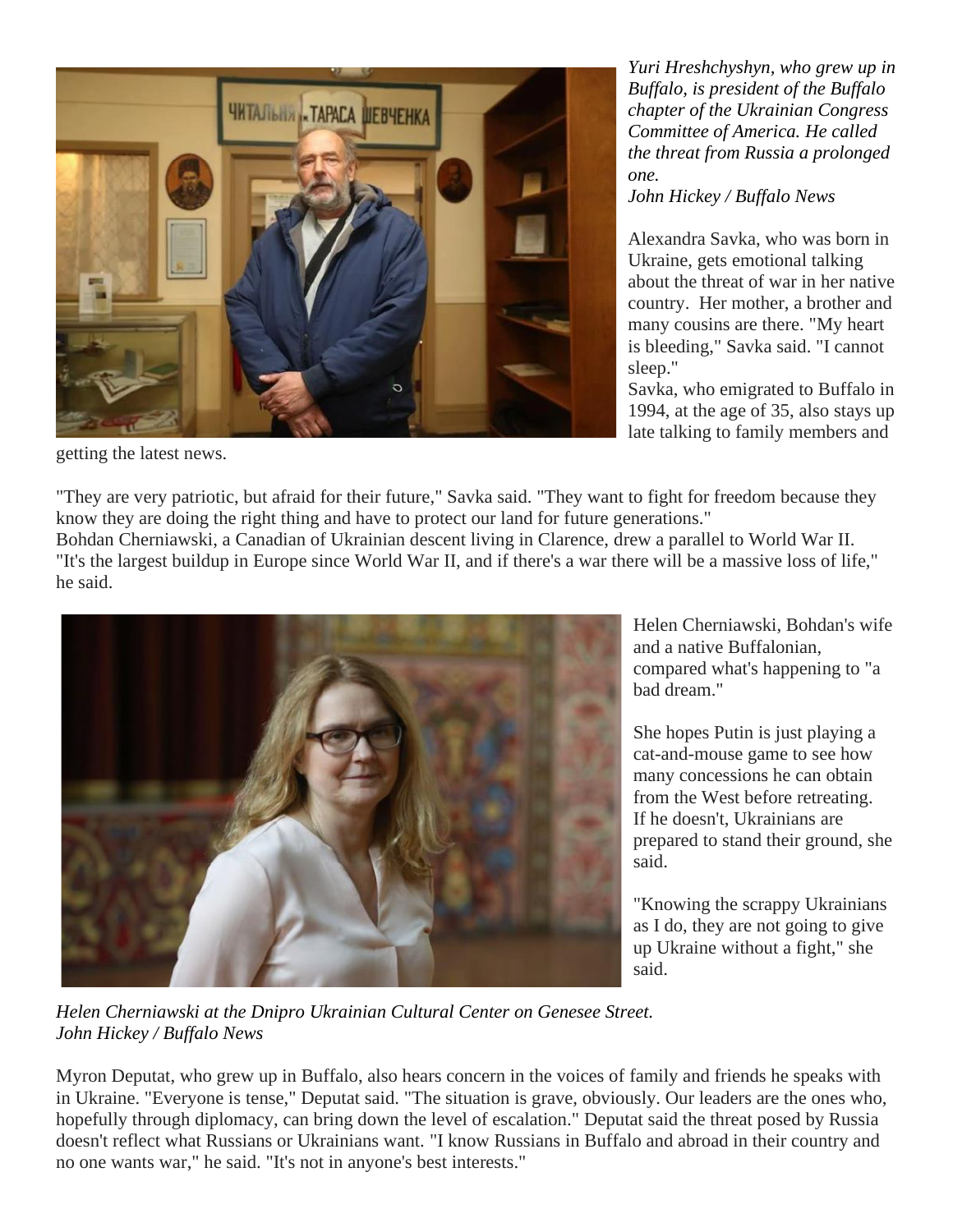*Yuri Hreshchyshyn, who grew up in Buffalo, is president of the Buffalo chapter of the Ukrainian Congress Committee of America. He called the threat from Russia a prolonged one.*
*John Hickey / Buffalo News*

Alexandra Savka, who was born in Ukraine, gets emotional talking about the threat of war in her native country. Her mother, a brother and many cousins are there. "My heart is bleeding," Savka said. "I cannot sleep."

Savka, who emigrated to Buffalo in 1994, at the age of 35, also stays up late talking to family members and getting the latest news.

"They are very patriotic, but afraid for their future," Savka said. "They want to fight for freedom because they know they are doing the right thing and have to protect our land for future generations."

Bohdan Cherniawski, a Canadian of Ukrainian descent living in Clarence, drew a parallel to World War II. "It's the largest buildup in Europe since World War II, and if there's a war there will be a massive loss of life," he said.

Helen Cherniawski, Bohdan's wife and a native Buffalonian, compared what's happening to "a bad dream."

She hopes Putin is just playing a cat-and-mouse game to see how many concessions he can obtain from the West before retreating. If he doesn't, Ukrainians are prepared to stand their ground, she said.

"Knowing the scrappy Ukrainians as I do, they are not going to give up Ukraine without a fight," she said.

*Helen Cherniawski at the Dnipro Ukrainian Cultural Center on Genesee Street.*
*John Hickey / Buffalo News*

Myron Deputat, who grew up in Buffalo, also hears concern in the voices of family and friends he speaks with in Ukraine. "Everyone is tense," Deputat said. "The situation is grave, obviously. Our leaders are the ones who, hopefully through diplomacy, can bring down the level of escalation." Deputat said the threat posed by Russia doesn't reflect what Russians or Ukrainians want. "I know Russians in Buffalo and abroad in their country and no one wants war," he said. "It's not in anyone's best interests."